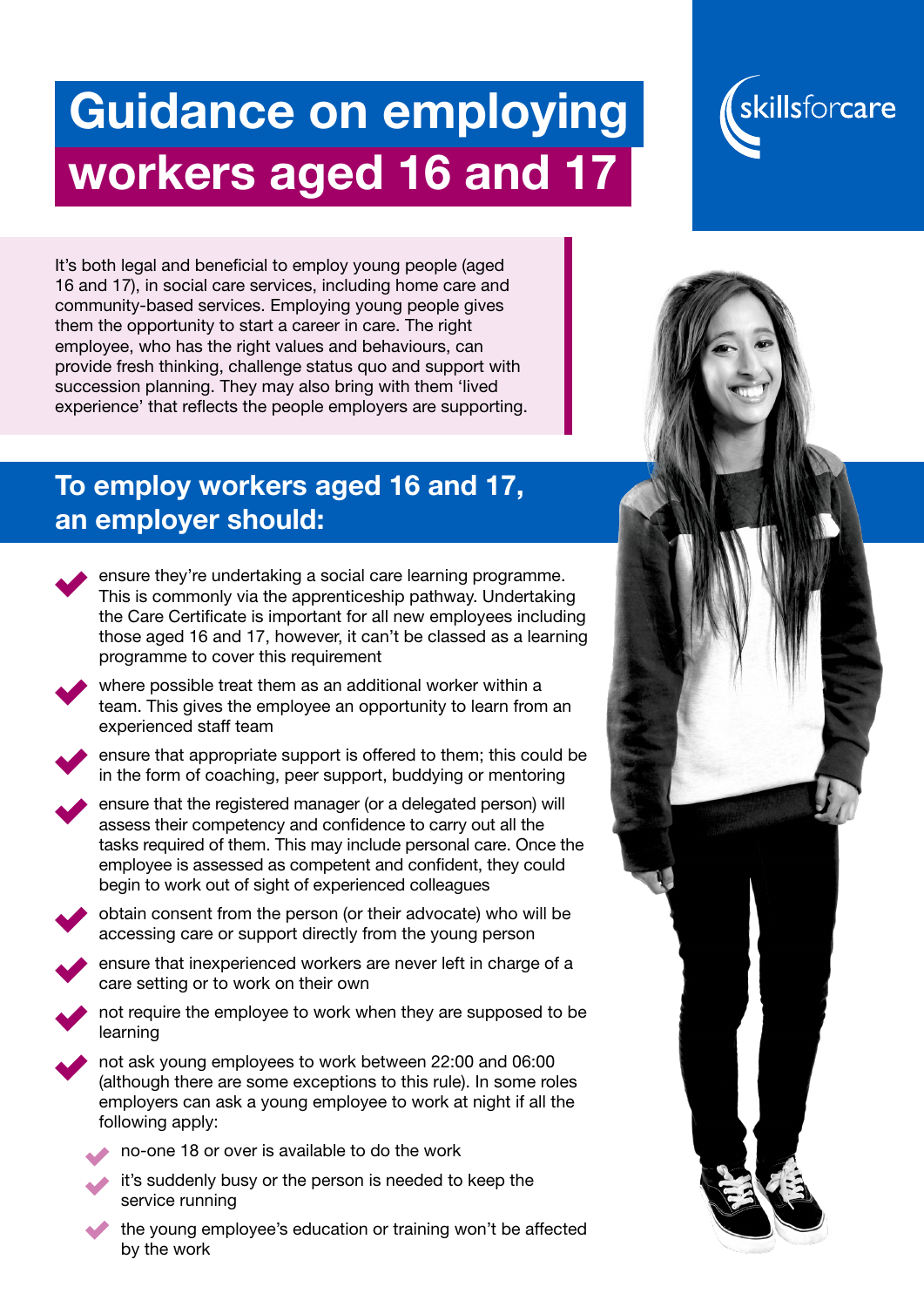# Guidance on employing workers aged 16 and 17

skillsforcare

It's both legal and beneficial to employ young people (aged 16 and 17), in social care services, including home care and community-based services. Employing young people gives them the opportunity to start a career in care. The right employee, who has the right values and behaviours, can provide fresh thinking, challenge status quo and support with succession planning. They may also bring with them 'lived experience' that reflects the people employers are supporting.

## To employ workers aged 16 and 17, an employer should:

- ensure they're undertaking a social care learning programme. This is commonly via the apprenticeship pathway. Undertaking the Care Certificate is important for all new employees including those aged 16 and 17, however, it can't be classed as a learning programme to cover this requirement
- where possible treat them as an additional worker within a team. This gives the employee an opportunity to learn from an experienced staff team
- ensure that appropriate support is offered to them; this could be in the form of coaching, peer support, buddying or mentoring
- ensure that the registered manager (or a delegated person) will assess their competency and confidence to carry out all the tasks required of them. This may include personal care. Once the employee is assessed as competent and confident, they could begin to work out of sight of experienced colleagues
- obtain consent from the person (or their advocate) who will be accessing care or support directly from the young person
- ensure that inexperienced workers are never left in charge of a care setting or to work on their own
- not require the employee to work when they are supposed to be learning
- not ask young employees to work between 22:00 and 06:00 (although there are some exceptions to this rule). In some roles employers can ask a young employee to work at night if all the following apply:
  - no-one 18 or over is available to do the work
  - it's suddenly busy or the person is needed to keep the service running
  - the young employee's education or training won't be affected by the work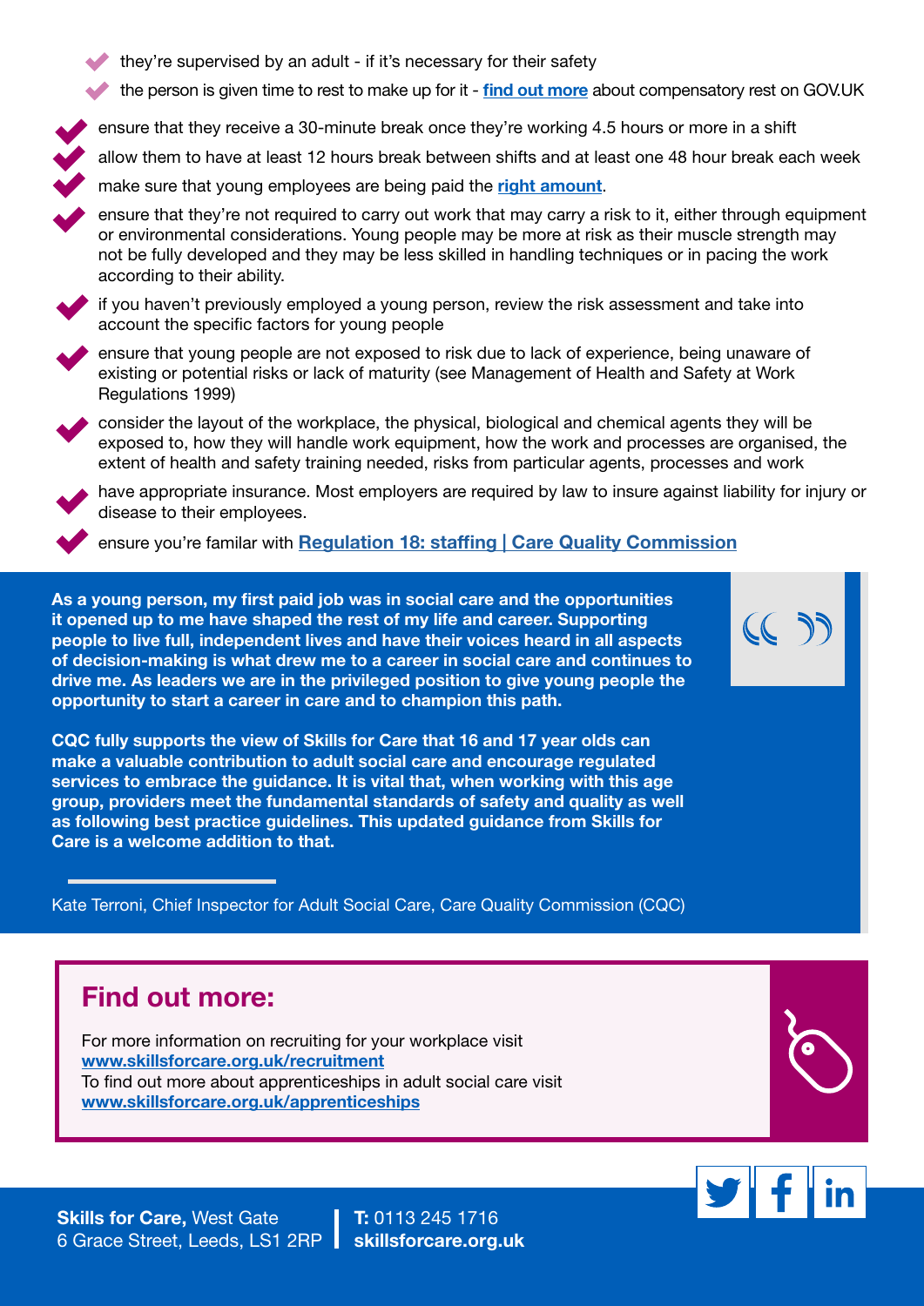- they're supervised by an adult - if it's necessary for their safety
- the person is given time to rest to make up for it - **find out more** about compensatory rest on GOV.UK

- ensure that they receive a 30-minute break once they're working 4.5 hours or more in a shift
- allow them to have at least 12 hours break between shifts and at least one 48 hour break each week
- make sure that young employees are being paid the **right amount**.
- ensure that they're not required to carry out work that may carry a risk to it, either through equipment or environmental considerations. Young people may be more at risk as their muscle strength may not be fully developed and they may be less skilled in handling techniques or in pacing the work according to their ability.
- if you haven't previously employed a young person, review the risk assessment and take into account the specific factors for young people
- ensure that young people are not exposed to risk due to lack of experience, being unaware of existing or potential risks or lack of maturity (see Management of Health and Safety at Work Regulations 1999)
- consider the layout of the workplace, the physical, biological and chemical agents they will be exposed to, how they will handle work equipment, how the work and processes are organised, the extent of health and safety training needed, risks from particular agents, processes and work
- have appropriate insurance. Most employers are required by law to insure against liability for injury or disease to their employees.
- ensure you're familar with **Regulation 18: staffing | Care Quality Commission**

> **As a young person, my first paid job was in social care and the opportunities it opened up to me have shaped the rest of my life and career. Supporting people to live full, independent lives and have their voices heard in all aspects of decision-making is what drew me to a career in social care and continues to drive me. As leaders we are in the privileged position to give young people the opportunity to start a career in care and to champion this path.**
>
> **CQC fully supports the view of Skills for Care that 16 and 17 year olds can make a valuable contribution to adult social care and encourage regulated services to embrace the guidance. It is vital that, when working with this age group, providers meet the fundamental standards of safety and quality as well as following best practice guidelines. This updated guidance from Skills for Care is a welcome addition to that.**
>
> Kate Terroni, Chief Inspector for Adult Social Care, Care Quality Commission (CQC)

## Find out more:

For more information on recruiting for your workplace visit **www.skillsforcare.org.uk/recruitment**
To find out more about apprenticeships in adult social care visit **www.skillsforcare.org.uk/apprenticeships**

**Skills for Care,** West Gate
6 Grace Street, Leeds, LS1 2RP

**T:** 0113 245 1716
**skillsforcare.org.uk**